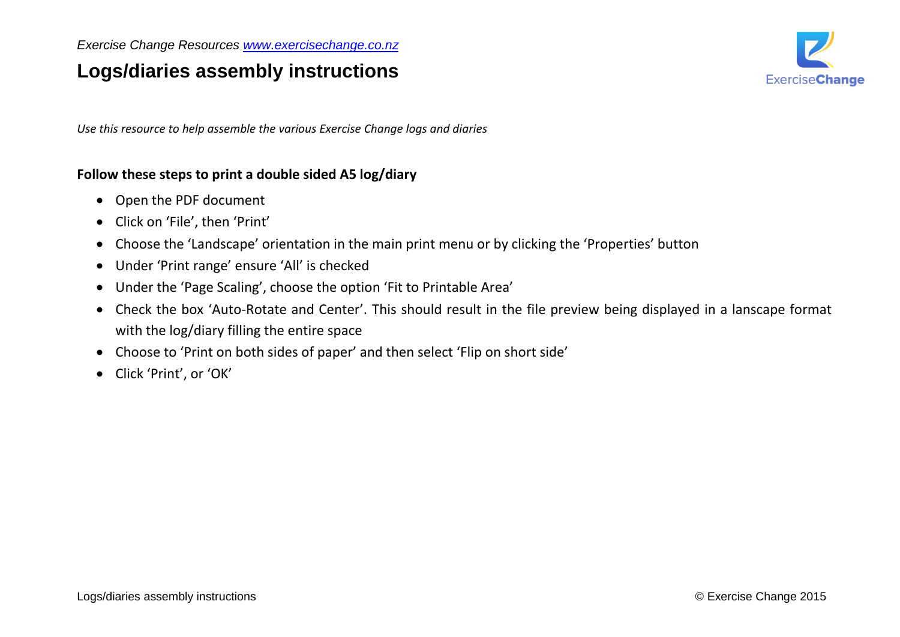*Exercise Change Resources [www.exercisechange.co.nz](http://www.exercisechange.co.nz)*

# Logs/diaries assembly instructions

*Use this resource to help assemble the various Exercise Change logs and diaries*

**Follow these steps to print a double sided A5 log/diary**

- Open the PDF document
- Click on 'File', then 'Print'
- Choose the 'Landscape' orientation in the main print menu or by clicking the 'Properties' button
- Under 'Print range' ensure 'All' is checked
- Under the 'Page Scaling', choose the option 'Fit to Printable Area'
- Check the box 'Auto-Rotate and Center'. This should result in the file preview being displayed in a lanscape format with the log/diary filling the entire space
- Choose to 'Print on both sides of paper' and then select 'Flip on short side'
- Click 'Print', or 'OK'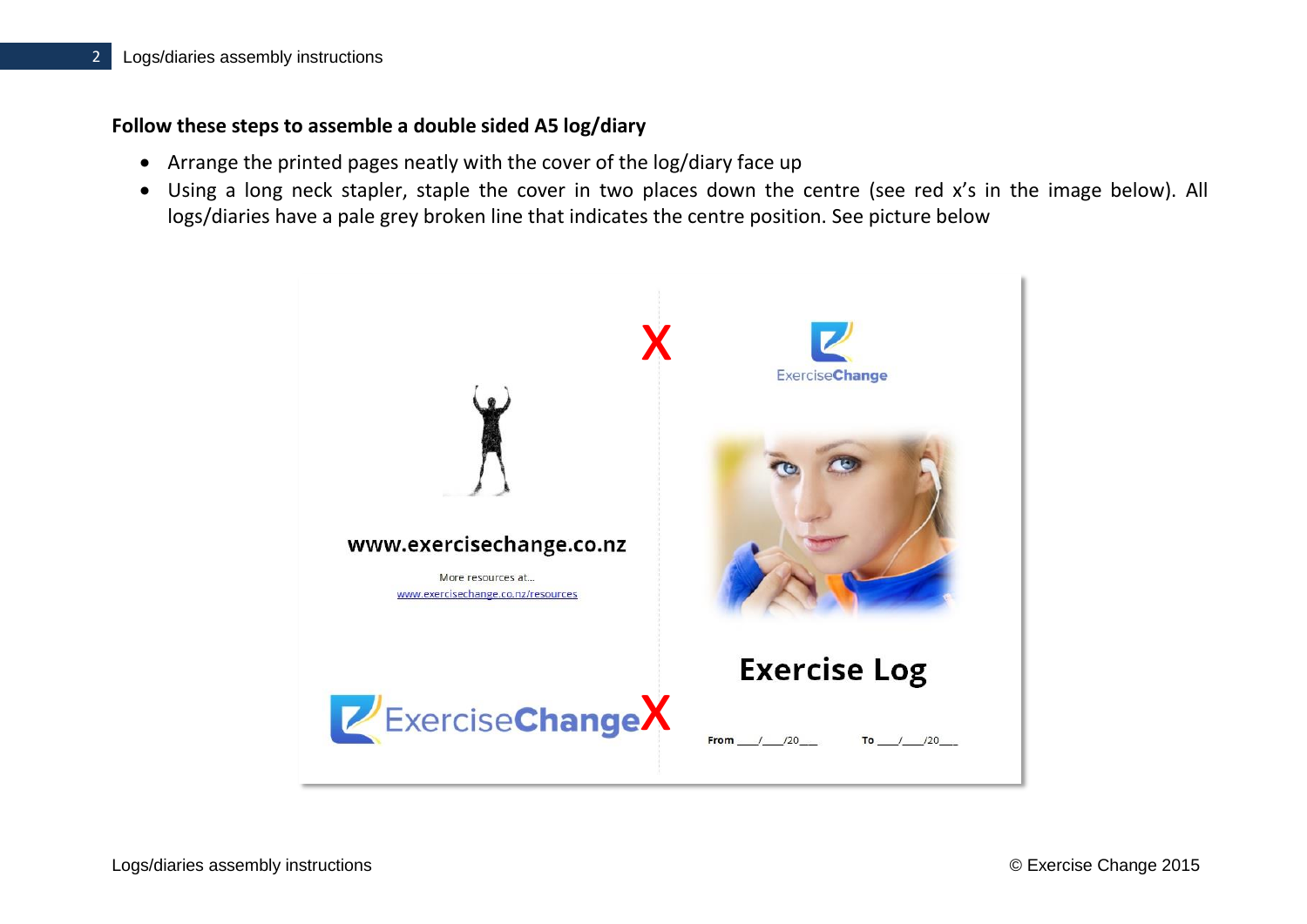**Follow these steps to assemble a double sided A5 log/diary**

- Arrange the printed pages neatly with the cover of the log/diary face up
- Using a long neck stapler, staple the cover in two places down the centre (see red x's in the image below). All logs/diaries have a pale grey broken line that indicates the centre position. See picture below